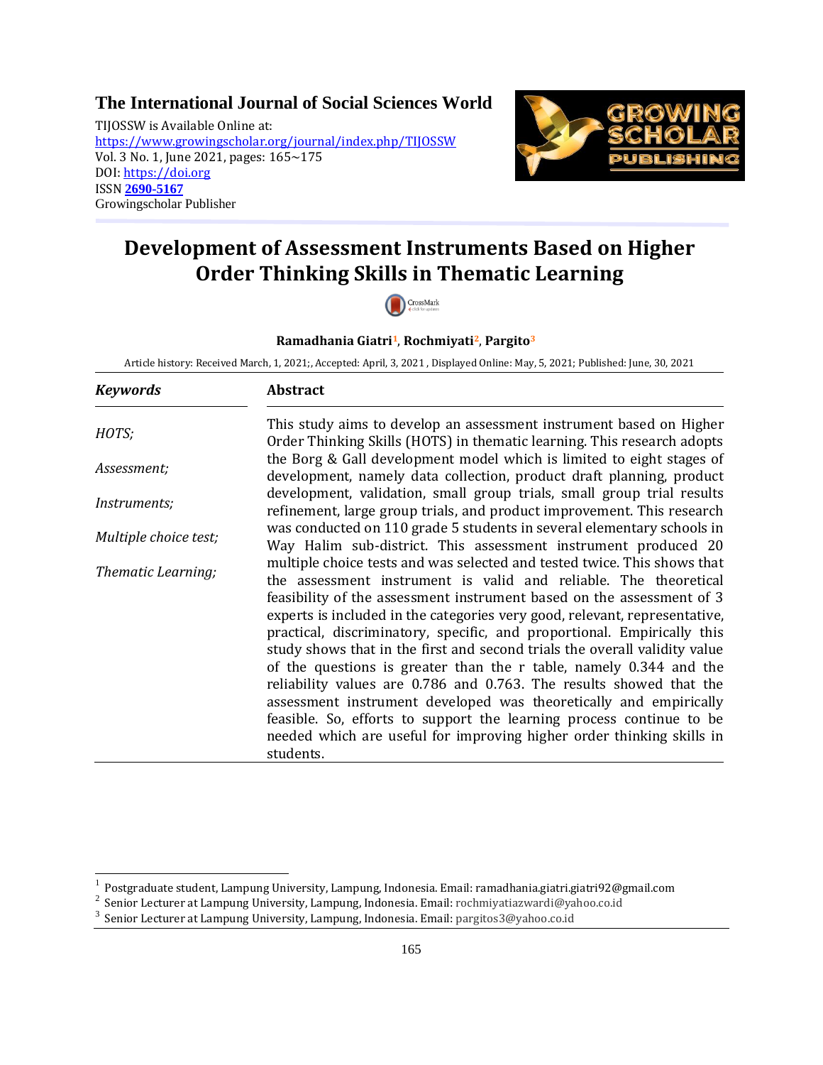## The International Journal of Social Sciences World

TIJOSSW is Available Online at: https://www.growingscholar.org/journal/index.php/TIJOSSW
Vol. 3 No. 1, June 2021, pages: 165~175
DOI: https://doi.org
ISSN **2690-5167**
Growingscholar Publisher

# Development of Assessment Instruments Based on Higher Order Thinking Skills in Thematic Learning

**Ramadhania Giatri**[1], **Rochmiyati**[2], **Pargito**[3]

Article history: Received March, 1, 2021;, Accepted: April, 3, 2021 , Displayed Online: May, 5, 2021; Published: June, 30, 2021

| ***Keywords*** | **Abstract** |
| --- | --- |
| *HOTS;* <br> *Assessment;* <br> *Instruments;* <br> *Multiple choice test;* <br> *Thematic Learning;* | This study aims to develop an assessment instrument based on Higher Order Thinking Skills (HOTS) in thematic learning. This research adopts the Borg & Gall development model which is limited to eight stages of development, namely data collection, product draft planning, product development, validation, small group trials, small group trial results refinement, large group trials, and product improvement. This research was conducted on 110 grade 5 students in several elementary schools in Way Halim sub-district. This assessment instrument produced 20 multiple choice tests and was selected and tested twice. This shows that the assessment instrument is valid and reliable. The theoretical feasibility of the assessment instrument based on the assessment of 3 experts is included in the categories very good, relevant, representative, practical, discriminatory, specific, and proportional. Empirically this study shows that in the first and second trials the overall validity value of the questions is greater than the r table, namely 0.344 and the reliability values are 0.786 and 0.763. The results showed that the assessment instrument developed was theoretically and empirically feasible. So, efforts to support the learning process continue to be needed which are useful for improving higher order thinking skills in students. |

[1] Postgraduate student, Lampung University, Lampung, Indonesia. Email: ramadhania.giatri.giatri92@gmail.com
[2] Senior Lecturer at Lampung University, Lampung, Indonesia. Email: rochmiyatiazwardi@yahoo.co.id
[3] Senior Lecturer at Lampung University, Lampung, Indonesia. Email: pargitos3@yahoo.co.id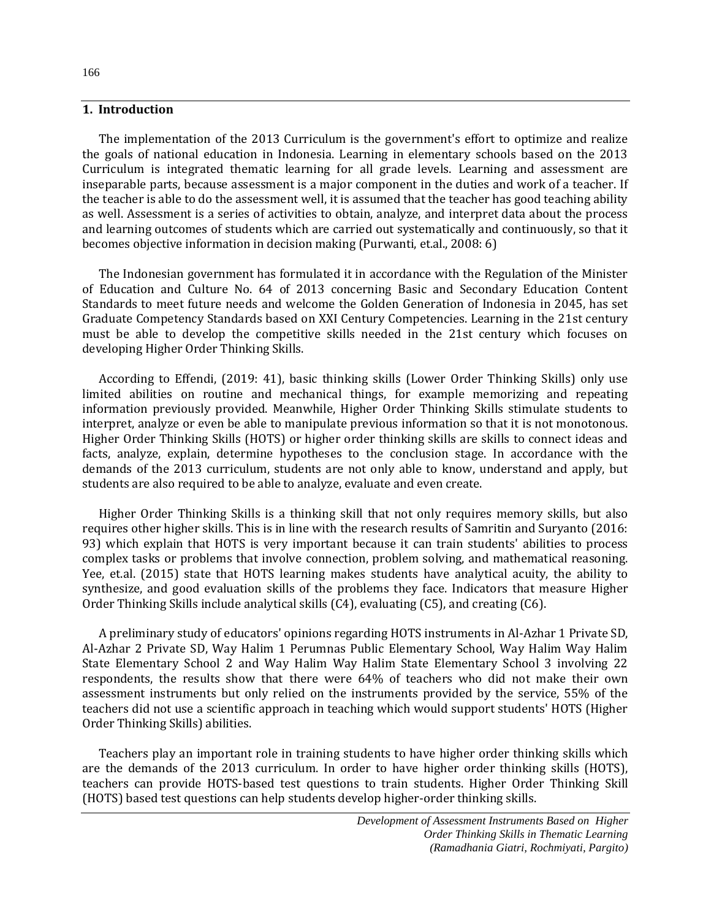## 1. Introduction

The implementation of the 2013 Curriculum is the government's effort to optimize and realize the goals of national education in Indonesia. Learning in elementary schools based on the 2013 Curriculum is integrated thematic learning for all grade levels. Learning and assessment are inseparable parts, because assessment is a major component in the duties and work of a teacher. If the teacher is able to do the assessment well, it is assumed that the teacher has good teaching ability as well. Assessment is a series of activities to obtain, analyze, and interpret data about the process and learning outcomes of students which are carried out systematically and continuously, so that it becomes objective information in decision making (Purwanti, et.al., 2008: 6)

The Indonesian government has formulated it in accordance with the Regulation of the Minister of Education and Culture No. 64 of 2013 concerning Basic and Secondary Education Content Standards to meet future needs and welcome the Golden Generation of Indonesia in 2045, has set Graduate Competency Standards based on XXI Century Competencies. Learning in the 21st century must be able to develop the competitive skills needed in the 21st century which focuses on developing Higher Order Thinking Skills.

According to Effendi, (2019: 41), basic thinking skills (Lower Order Thinking Skills) only use limited abilities on routine and mechanical things, for example memorizing and repeating information previously provided. Meanwhile, Higher Order Thinking Skills stimulate students to interpret, analyze or even be able to manipulate previous information so that it is not monotonous. Higher Order Thinking Skills (HOTS) or higher order thinking skills are skills to connect ideas and facts, analyze, explain, determine hypotheses to the conclusion stage. In accordance with the demands of the 2013 curriculum, students are not only able to know, understand and apply, but students are also required to be able to analyze, evaluate and even create.

Higher Order Thinking Skills is a thinking skill that not only requires memory skills, but also requires other higher skills. This is in line with the research results of Samritin and Suryanto (2016: 93) which explain that HOTS is very important because it can train students' abilities to process complex tasks or problems that involve connection, problem solving, and mathematical reasoning. Yee, et.al. (2015) state that HOTS learning makes students have analytical acuity, the ability to synthesize, and good evaluation skills of the problems they face. Indicators that measure Higher Order Thinking Skills include analytical skills (C4), evaluating (C5), and creating (C6).

A preliminary study of educators' opinions regarding HOTS instruments in Al-Azhar 1 Private SD, Al-Azhar 2 Private SD, Way Halim 1 Perumnas Public Elementary School, Way Halim Way Halim State Elementary School 2 and Way Halim Way Halim State Elementary School 3 involving 22 respondents, the results show that there were 64% of teachers who did not make their own assessment instruments but only relied on the instruments provided by the service, 55% of the teachers did not use a scientific approach in teaching which would support students' HOTS (Higher Order Thinking Skills) abilities.

Teachers play an important role in training students to have higher order thinking skills which are the demands of the 2013 curriculum. In order to have higher order thinking skills (HOTS), teachers can provide HOTS-based test questions to train students. Higher Order Thinking Skill (HOTS) based test questions can help students develop higher-order thinking skills.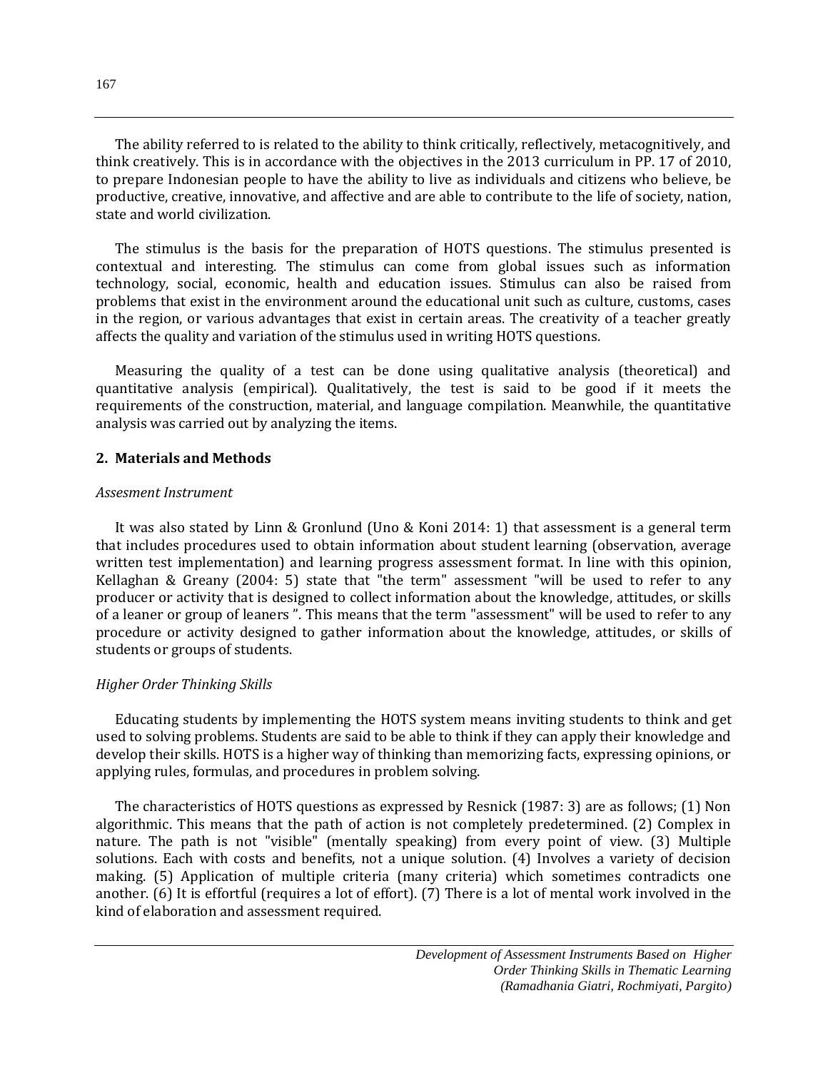The ability referred to is related to the ability to think critically, reflectively, metacognitively, and think creatively. This is in accordance with the objectives in the 2013 curriculum in PP. 17 of 2010, to prepare Indonesian people to have the ability to live as individuals and citizens who believe, be productive, creative, innovative, and affective and are able to contribute to the life of society, nation, state and world civilization.

The stimulus is the basis for the preparation of HOTS questions. The stimulus presented is contextual and interesting. The stimulus can come from global issues such as information technology, social, economic, health and education issues. Stimulus can also be raised from problems that exist in the environment around the educational unit such as culture, customs, cases in the region, or various advantages that exist in certain areas. The creativity of a teacher greatly affects the quality and variation of the stimulus used in writing HOTS questions.

Measuring the quality of a test can be done using qualitative analysis (theoretical) and quantitative analysis (empirical). Qualitatively, the test is said to be good if it meets the requirements of the construction, material, and language compilation. Meanwhile, the quantitative analysis was carried out by analyzing the items.

## 2. Materials and Methods

*Assesment Instrument*

It was also stated by Linn & Gronlund (Uno & Koni 2014: 1) that assessment is a general term that includes procedures used to obtain information about student learning (observation, average written test implementation) and learning progress assessment format. In line with this opinion, Kellaghan & Greany (2004: 5) state that "the term" assessment "will be used to refer to any producer or activity that is designed to collect information about the knowledge, attitudes, or skills of a leaner or group of leaners ". This means that the term "assessment" will be used to refer to any procedure or activity designed to gather information about the knowledge, attitudes, or skills of students or groups of students.

*Higher Order Thinking Skills*

Educating students by implementing the HOTS system means inviting students to think and get used to solving problems. Students are said to be able to think if they can apply their knowledge and develop their skills. HOTS is a higher way of thinking than memorizing facts, expressing opinions, or applying rules, formulas, and procedures in problem solving.

The characteristics of HOTS questions as expressed by Resnick (1987: 3) are as follows; (1) Non algorithmic. This means that the path of action is not completely predetermined. (2) Complex in nature. The path is not "visible" (mentally speaking) from every point of view. (3) Multiple solutions. Each with costs and benefits, not a unique solution. (4) Involves a variety of decision making. (5) Application of multiple criteria (many criteria) which sometimes contradicts one another. (6) It is effortful (requires a lot of effort). (7) There is a lot of mental work involved in the kind of elaboration and assessment required.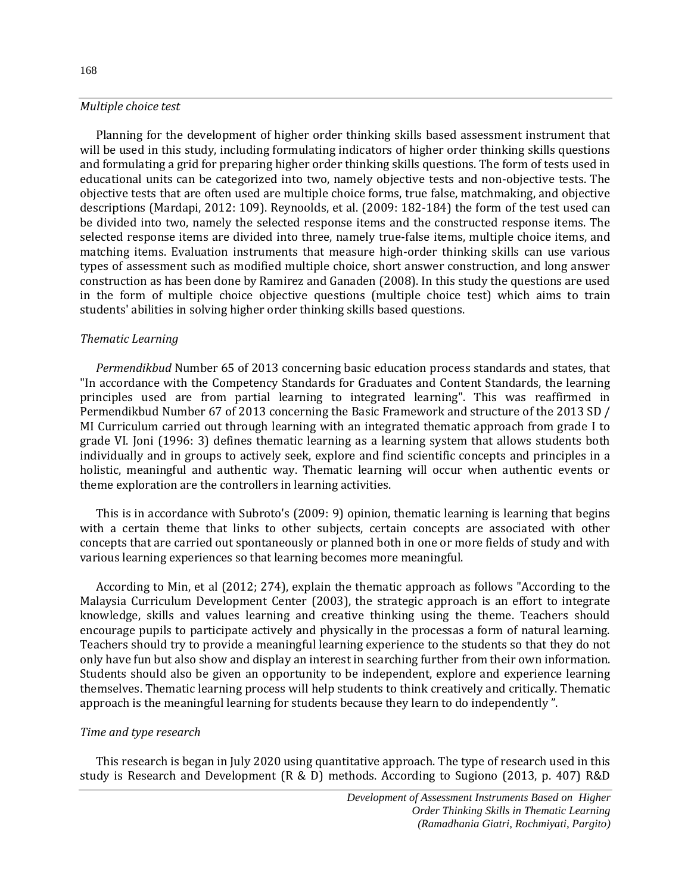*Multiple choice test*

Planning for the development of higher order thinking skills based assessment instrument that will be used in this study, including formulating indicators of higher order thinking skills questions and formulating a grid for preparing higher order thinking skills questions. The form of tests used in educational units can be categorized into two, namely objective tests and non-objective tests. The objective tests that are often used are multiple choice forms, true false, matchmaking, and objective descriptions (Mardapi, 2012: 109). Reynoolds, et al. (2009: 182-184) the form of the test used can be divided into two, namely the selected response items and the constructed response items. The selected response items are divided into three, namely true-false items, multiple choice items, and matching items. Evaluation instruments that measure high-order thinking skills can use various types of assessment such as modified multiple choice, short answer construction, and long answer construction as has been done by Ramirez and Ganaden (2008). In this study the questions are used in the form of multiple choice objective questions (multiple choice test) which aims to train students' abilities in solving higher order thinking skills based questions.

*Thematic Learning*

*Permendikbud* Number 65 of 2013 concerning basic education process standards and states, that "In accordance with the Competency Standards for Graduates and Content Standards, the learning principles used are from partial learning to integrated learning". This was reaffirmed in Permendikbud Number 67 of 2013 concerning the Basic Framework and structure of the 2013 SD / MI Curriculum carried out through learning with an integrated thematic approach from grade I to grade VI. Joni (1996: 3) defines thematic learning as a learning system that allows students both individually and in groups to actively seek, explore and find scientific concepts and principles in a holistic, meaningful and authentic way. Thematic learning will occur when authentic events or theme exploration are the controllers in learning activities.

This is in accordance with Subroto's (2009: 9) opinion, thematic learning is learning that begins with a certain theme that links to other subjects, certain concepts are associated with other concepts that are carried out spontaneously or planned both in one or more fields of study and with various learning experiences so that learning becomes more meaningful.

According to Min, et al (2012; 274), explain the thematic approach as follows "According to the Malaysia Curriculum Development Center (2003), the strategic approach is an effort to integrate knowledge, skills and values learning and creative thinking using the theme. Teachers should encourage pupils to participate actively and physically in the processas a form of natural learning. Teachers should try to provide a meaningful learning experience to the students so that they do not only have fun but also show and display an interest in searching further from their own information. Students should also be given an opportunity to be independent, explore and experience learning themselves. Thematic learning process will help students to think creatively and critically. Thematic approach is the meaningful learning for students because they learn to do independently ".

*Time and type research*

This research is began in July 2020 using quantitative approach. The type of research used in this study is Research and Development (R & D) methods. According to Sugiono (2013, p. 407) R&D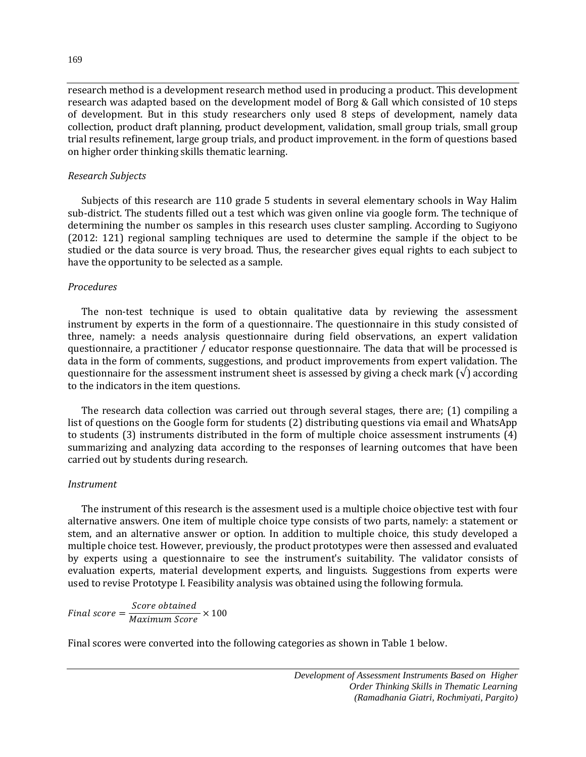research method is a development research method used in producing a product. This development research was adapted based on the development model of Borg & Gall which consisted of 10 steps of development. But in this study researchers only used 8 steps of development, namely data collection, product draft planning, product development, validation, small group trials, small group trial results refinement, large group trials, and product improvement. in the form of questions based on higher order thinking skills thematic learning.

*Research Subjects*

Subjects of this research are 110 grade 5 students in several elementary schools in Way Halim sub-district. The students filled out a test which was given online via google form. The technique of determining the number os samples in this research uses cluster sampling. According to Sugiyono (2012: 121) regional sampling techniques are used to determine the sample if the object to be studied or the data source is very broad. Thus, the researcher gives equal rights to each subject to have the opportunity to be selected as a sample.

*Procedures*

The non-test technique is used to obtain qualitative data by reviewing the assessment instrument by experts in the form of a questionnaire. The questionnaire in this study consisted of three, namely: a needs analysis questionnaire during field observations, an expert validation questionnaire, a practitioner / educator response questionnaire. The data that will be processed is data in the form of comments, suggestions, and product improvements from expert validation. The questionnaire for the assessment instrument sheet is assessed by giving a check mark (√) according to the indicators in the item questions.

The research data collection was carried out through several stages, there are; (1) compiling a list of questions on the Google form for students (2) distributing questions via email and WhatsApp to students (3) instruments distributed in the form of multiple choice assessment instruments (4) summarizing and analyzing data according to the responses of learning outcomes that have been carried out by students during research.

*Instrument*

The instrument of this research is the assesment used is a multiple choice objective test with four alternative answers. One item of multiple choice type consists of two parts, namely: a statement or stem, and an alternative answer or option. In addition to multiple choice, this study developed a multiple choice test. However, previously, the product prototypes were then assessed and evaluated by experts using a questionnaire to see the instrument's suitability. The validator consists of evaluation experts, material development experts, and linguists. Suggestions from experts were used to revise Prototype I. Feasibility analysis was obtained using the following formula.

$$Final\ score = \frac{Score\ obtained}{Maximum\ Score} \times 100$$

Final scores were converted into the following categories as shown in Table 1 below.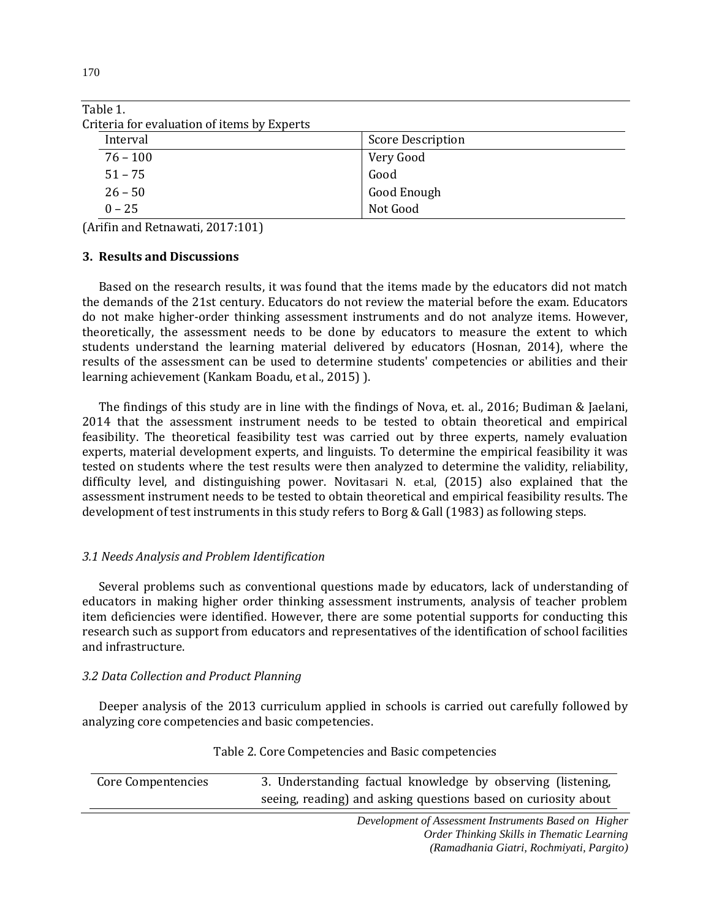Table 1.
Criteria for evaluation of items by Experts

| Interval | Score Description |
|---|---|
| 76 – 100 | Very Good |
| 51 – 75 | Good |
| 26 – 50 | Good Enough |
| 0 – 25 | Not Good |

(Arifin and Retnawati, 2017:101)

## 3. Results and Discussions

Based on the research results, it was found that the items made by the educators did not match the demands of the 21st century. Educators do not review the material before the exam. Educators do not make higher-order thinking assessment instruments and do not analyze items. However, theoretically, the assessment needs to be done by educators to measure the extent to which students understand the learning material delivered by educators (Hosnan, 2014), where the results of the assessment can be used to determine students' competencies or abilities and their learning achievement (Kankam Boadu, et al., 2015) ).

The findings of this study are in line with the findings of Nova, et. al., 2016; Budiman & Jaelani, 2014 that the assessment instrument needs to be tested to obtain theoretical and empirical feasibility. The theoretical feasibility test was carried out by three experts, namely evaluation experts, material development experts, and linguists. To determine the empirical feasibility it was tested on students where the test results were then analyzed to determine the validity, reliability, difficulty level, and distinguishing power. Novitasari N. et.al, (2015) also explained that the assessment instrument needs to be tested to obtain theoretical and empirical feasibility results. The development of test instruments in this study refers to Borg & Gall (1983) as following steps.

### *3.1 Needs Analysis and Problem Identification*

Several problems such as conventional questions made by educators, lack of understanding of educators in making higher order thinking assessment instruments, analysis of teacher problem item deficiencies were identified. However, there are some potential supports for conducting this research such as support from educators and representatives of the identification of school facilities and infrastructure.

### *3.2 Data Collection and Product Planning*

Deeper analysis of the 2013 curriculum applied in schools is carried out carefully followed by analyzing core competencies and basic competencies.

Table 2. Core Competencies and Basic competencies

| Core Compentencies | 3. Understanding factual knowledge by observing (listening, seeing, reading) and asking questions based on curiosity about |
|---|---|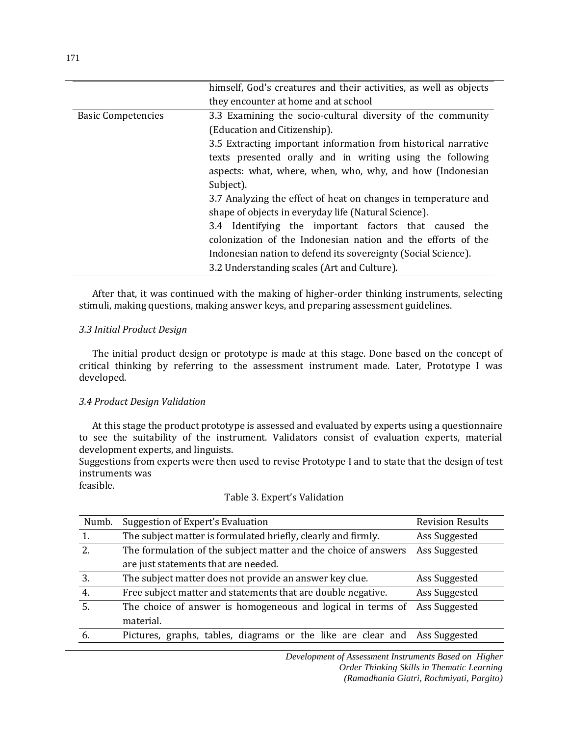| | |
|---|---|
| | himself, God's creatures and their activities, as well as objects they encounter at home and at school |
| Basic Competencies | 3.3 Examining the socio-cultural diversity of the community (Education and Citizenship).<br>3.5 Extracting important information from historical narrative texts presented orally and in writing using the following aspects: what, where, when, who, why, and how (Indonesian Subject).<br>3.7 Analyzing the effect of heat on changes in temperature and shape of objects in everyday life (Natural Science).<br>3.4 Identifying the important factors that caused the colonization of the Indonesian nation and the efforts of the Indonesian nation to defend its sovereignty (Social Science).<br>3.2 Understanding scales (Art and Culture). |

After that, it was continued with the making of higher-order thinking instruments, selecting stimuli, making questions, making answer keys, and preparing assessment guidelines.

### *3.3 Initial Product Design*

The initial product design or prototype is made at this stage. Done based on the concept of critical thinking by referring to the assessment instrument made. Later, Prototype I was developed.

### *3.4 Product Design Validation*

At this stage the product prototype is assessed and evaluated by experts using a questionnaire to see the suitability of the instrument. Validators consist of evaluation experts, material development experts, and linguists.
Suggestions from experts were then used to revise Prototype I and to state that the design of test instruments was
feasible.

Table 3. Expert's Validation

| Numb. | Suggestion of Expert's Evaluation | Revision Results |
|---|---|---|
| 1. | The subject matter is formulated briefly, clearly and firmly. | Ass Suggested |
| 2. | The formulation of the subject matter and the choice of answers are just statements that are needed. | Ass Suggested |
| 3. | The subject matter does not provide an answer key clue. | Ass Suggested |
| 4. | Free subject matter and statements that are double negative. | Ass Suggested |
| 5. | The choice of answer is homogeneous and logical in terms of material. | Ass Suggested |
| 6. | Pictures, graphs, tables, diagrams or the like are clear and | Ass Suggested |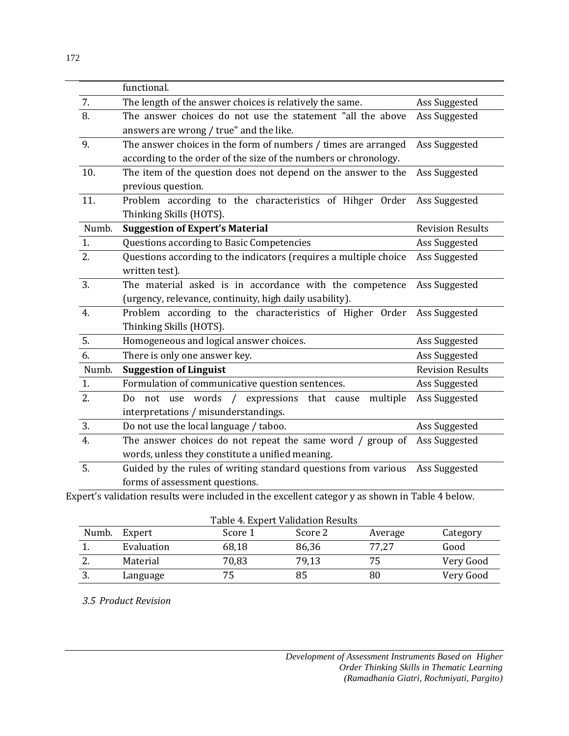| | functional. | |
|---|---|---|
| 7. | The length of the answer choices is relatively the same. | Ass Suggested |
| 8. | The answer choices do not use the statement "all the above answers are wrong / true" and the like. | Ass Suggested |
| 9. | The answer choices in the form of numbers / times are arranged according to the order of the size of the numbers or chronology. | Ass Suggested |
| 10. | The item of the question does not depend on the answer to the previous question. | Ass Suggested |
| 11. | Problem according to the characteristics of Hihger Order Thinking Skills (HOTS). | Ass Suggested |
| Numb. | **Suggestion of Expert's Material** | Revision Results |
| 1. | Questions according to Basic Competencies | Ass Suggested |
| 2. | Questions according to the indicators (requires a multiple choice written test). | Ass Suggested |
| 3. | The material asked is in accordance with the competence (urgency, relevance, continuity, high daily usability). | Ass Suggested |
| 4. | Problem according to the characteristics of Higher Order Thinking Skills (HOTS). | Ass Suggested |
| 5. | Homogeneous and logical answer choices. | Ass Suggested |
| 6. | There is only one answer key. | Ass Suggested |
| Numb. | **Suggestion of Linguist** | Revision Results |
| 1. | Formulation of communicative question sentences. | Ass Suggested |
| 2. | Do not use words / expressions that cause multiple interpretations / misunderstandings. | Ass Suggested |
| 3. | Do not use the local language / taboo. | Ass Suggested |
| 4. | The answer choices do not repeat the same word / group of words, unless they constitute a unified meaning. | Ass Suggested |
| 5. | Guided by the rules of writing standard questions from various forms of assessment questions. | Ass Suggested |

Expert's validation results were included in the excellent categor y as shown in Table 4 below.

Table 4. Expert Validation Results

| Numb. | Expert | Score 1 | Score 2 | Average | Category |
|---|---|---|---|---|---|
| 1. | Evaluation | 68,18 | 86,36 | 77,27 | Good |
| 2. | Material | 70,83 | 79,13 | 75 | Very Good |
| 3. | Language | 75 | 85 | 80 | Very Good |

*3.5 Product Revision*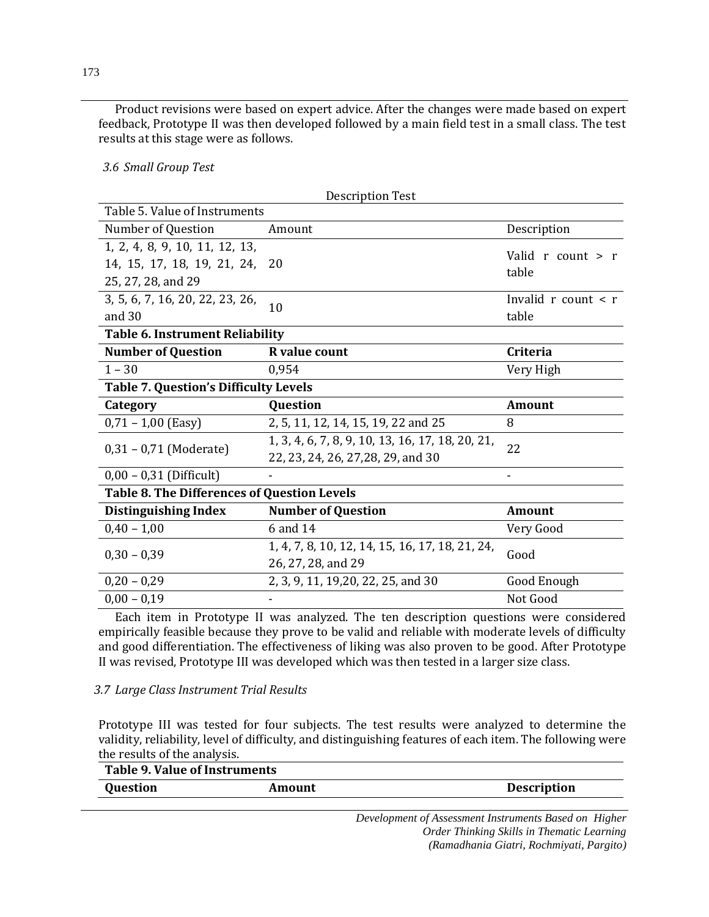Product revisions were based on expert advice. After the changes were made based on expert feedback, Prototype II was then developed followed by a main field test in a small class. The test results at this stage were as follows.

### 3.6 Small Group Test

Description Test

| Table 5. Value of Instruments | | |
|---|---|---|
| Number of Question | Amount | Description |
| 1, 2, 4, 8, 9, 10, 11, 12, 13, 14, 15, 17, 18, 19, 21, 24, 25, 27, 28, and 29 | 20 | Valid r count > r table |
| 3, 5, 6, 7, 16, 20, 22, 23, 26, and 30 | 10 | Invalid r count < r table |

| **Table 6. Instrument Reliability** | | |
|---|---|---|
| **Number of Question** | **R value count** | **Criteria** |
| 1 – 30 | 0,954 | Very High |

| **Table 7. Question's Difficulty Levels** | | |
|---|---|---|
| **Category** | **Question** | **Amount** |
| 0,71 – 1,00 (Easy) | 2, 5, 11, 12, 14, 15, 19, 22 and 25 | 8 |
| 0,31 – 0,71 (Moderate) | 1, 3, 4, 6, 7, 8, 9, 10, 13, 16, 17, 18, 20, 21, 22, 23, 24, 26, 27,28, 29, and 30 | 22 |
| 0,00 – 0,31 (Difficult) | - | - |

| **Table 8. The Differences of Question Levels** | | |
|---|---|---|
| **Distinguishing Index** | **Number of Question** | **Amount** |
| 0,40 – 1,00 | 6 and 14 | Very Good |
| 0,30 – 0,39 | 1, 4, 7, 8, 10, 12, 14, 15, 16, 17, 18, 21, 24, 26, 27, 28, and 29 | Good |
| 0,20 – 0,29 | 2, 3, 9, 11, 19,20, 22, 25, and 30 | Good Enough |
| 0,00 – 0,19 | - | Not Good |

Each item in Prototype II was analyzed. The ten description questions were considered empirically feasible because they prove to be valid and reliable with moderate levels of difficulty and good differentiation. The effectiveness of liking was also proven to be good. After Prototype II was revised, Prototype III was developed which was then tested in a larger size class.

### 3.7 Large Class Instrument Trial Results

Prototype III was tested for four subjects. The test results were analyzed to determine the validity, reliability, level of difficulty, and distinguishing features of each item. The following were the results of the analysis.

| **Table 9. Value of Instruments** | | |
|---|---|---|
| **Question** | **Amount** | **Description** |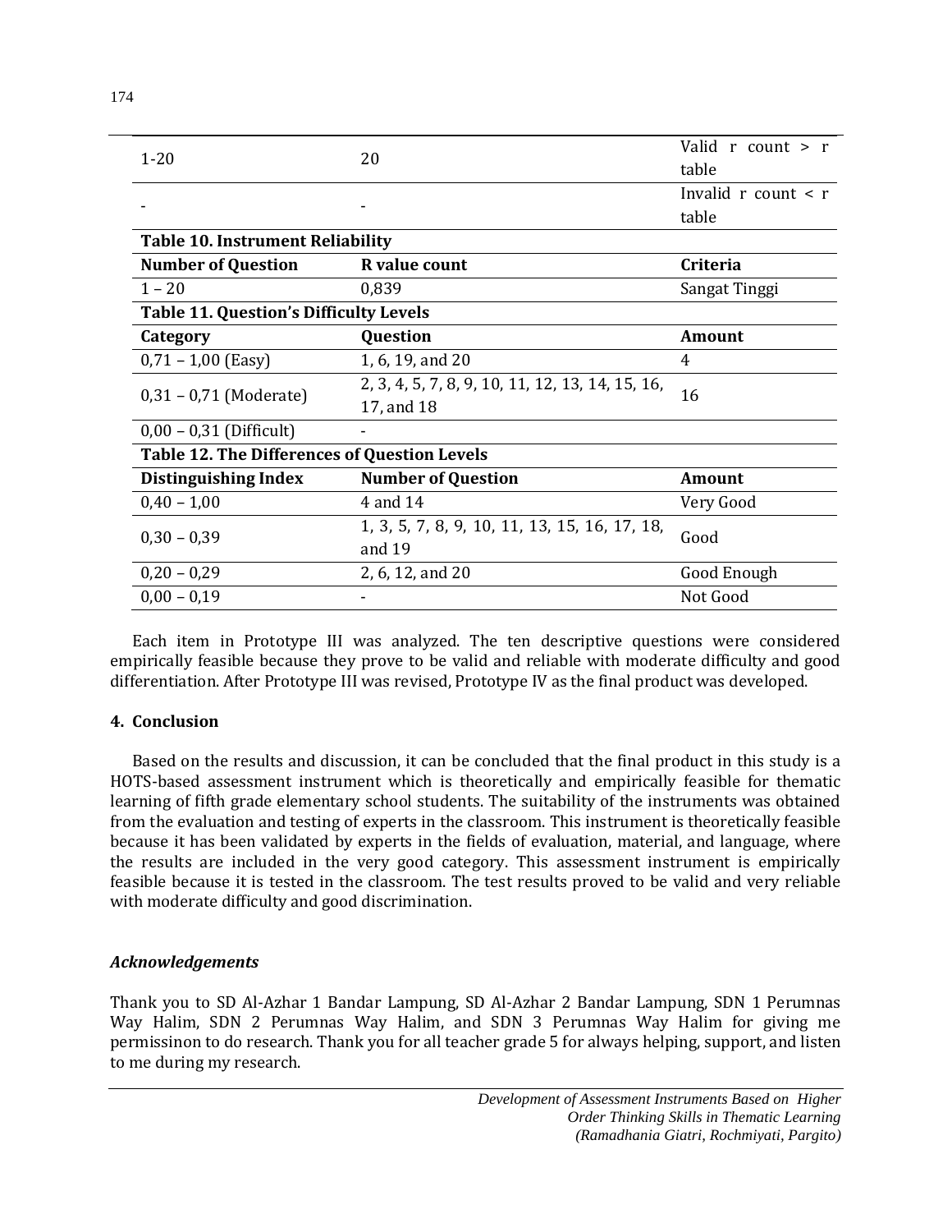| 1-20 | 20 | Valid r count > r table |
| --- | --- | --- |
| - | - | Invalid r count < r table |

**Table 10. Instrument Reliability**

| Number of Question | R value count | Criteria |
| --- | --- | --- |
| 1 – 20 | 0,839 | Sangat Tinggi |

**Table 11. Question's Difficulty Levels**

| Category | Question | Amount |
| --- | --- | --- |
| 0,71 – 1,00 (Easy) | 1, 6, 19, and 20 | 4 |
| 0,31 – 0,71 (Moderate) | 2, 3, 4, 5, 7, 8, 9, 10, 11, 12, 13, 14, 15, 16, 17, and 18 | 16 |
| 0,00 – 0,31 (Difficult) | - | |

**Table 12. The Differences of Question Levels**

| Distinguishing Index | Number of Question | Amount |
| --- | --- | --- |
| 0,40 – 1,00 | 4 and 14 | Very Good |
| 0,30 – 0,39 | 1, 3, 5, 7, 8, 9, 10, 11, 13, 15, 16, 17, 18, and 19 | Good |
| 0,20 – 0,29 | 2, 6, 12, and 20 | Good Enough |
| 0,00 – 0,19 | - | Not Good |

Each item in Prototype III was analyzed. The ten descriptive questions were considered empirically feasible because they prove to be valid and reliable with moderate difficulty and good differentiation. After Prototype III was revised, Prototype IV as the final product was developed.

## 4. Conclusion

Based on the results and discussion, it can be concluded that the final product in this study is a HOTS-based assessment instrument which is theoretically and empirically feasible for thematic learning of fifth grade elementary school students. The suitability of the instruments was obtained from the evaluation and testing of experts in the classroom. This instrument is theoretically feasible because it has been validated by experts in the fields of evaluation, material, and language, where the results are included in the very good category. This assessment instrument is empirically feasible because it is tested in the classroom. The test results proved to be valid and very reliable with moderate difficulty and good discrimination.

### *Acknowledgements*

Thank you to SD Al-Azhar 1 Bandar Lampung, SD Al-Azhar 2 Bandar Lampung, SDN 1 Perumnas Way Halim, SDN 2 Perumnas Way Halim, and SDN 3 Perumnas Way Halim for giving me permissinon to do research. Thank you for all teacher grade 5 for always helping, support, and listen to me during my research.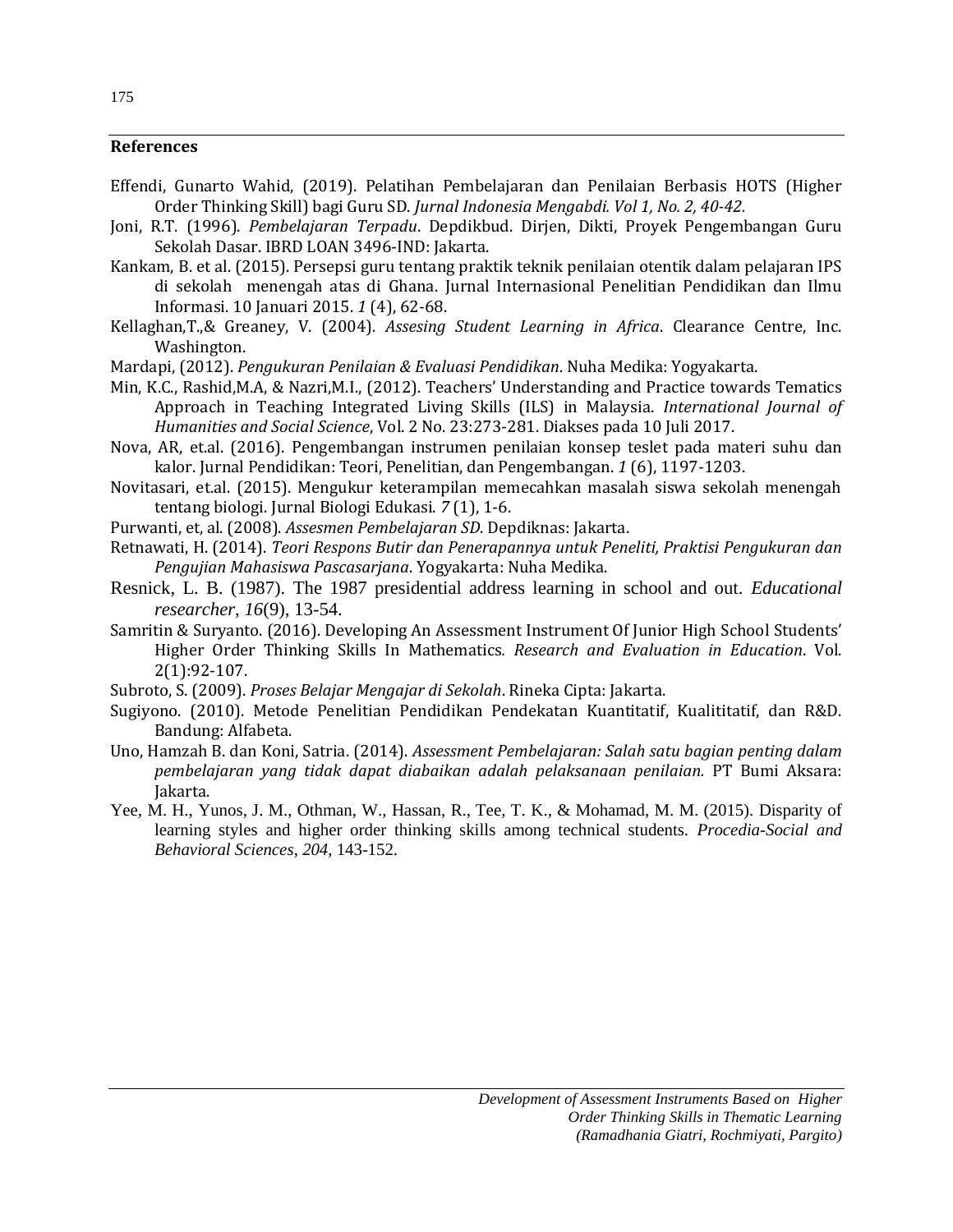## References

Effendi, Gunarto Wahid, (2019). Pelatihan Pembelajaran dan Penilaian Berbasis HOTS (Higher Order Thinking Skill) bagi Guru SD. *Jurnal Indonesia Mengabdi. Vol 1, No. 2, 40-42.*

Joni, R.T. (1996). *Pembelajaran Terpadu*. Depdikbud. Dirjen, Dikti, Proyek Pengembangan Guru Sekolah Dasar. IBRD LOAN 3496-IND: Jakarta.

Kankam, B. et al. (2015). Persepsi guru tentang praktik teknik penilaian otentik dalam pelajaran IPS di sekolah menengah atas di Ghana. Jurnal Internasional Penelitian Pendidikan dan Ilmu Informasi. 10 Januari 2015. *1* (4), 62-68.

Kellaghan,T.,& Greaney, V. (2004). *Assesing Student Learning in Africa*. Clearance Centre, Inc. Washington.

Mardapi, (2012). *Pengukuran Penilaian & Evaluasi Pendidikan*. Nuha Medika: Yogyakarta.

Min, K.C., Rashid,M.A, & Nazri,M.I., (2012). Teachers' Understanding and Practice towards Tematics Approach in Teaching Integrated Living Skills (ILS) in Malaysia. *International Journal of Humanities and Social Science*, Vol. 2 No. 23:273-281. Diakses pada 10 Juli 2017.

Nova, AR, et.al. (2016). Pengembangan instrumen penilaian konsep teslet pada materi suhu dan kalor. Jurnal Pendidikan: Teori, Penelitian, dan Pengembangan. *1* (6), 1197-1203.

Novitasari, et.al. (2015). Mengukur keterampilan memecahkan masalah siswa sekolah menengah tentang biologi. Jurnal Biologi Edukasi. *7* (1), 1-6.

Purwanti, et, al. (2008). *Assesmen Pembelajaran SD*. Depdiknas: Jakarta.

Retnawati, H. (2014). *Teori Respons Butir dan Penerapannya untuk Peneliti, Praktisi Pengukuran dan Pengujian Mahasiswa Pascasarjana*. Yogyakarta: Nuha Medika.

Resnick, L. B. (1987). The 1987 presidential address learning in school and out. *Educational researcher*, *16*(9), 13-54.

Samritin & Suryanto. (2016). Developing An Assessment Instrument Of Junior High School Students' Higher Order Thinking Skills In Mathematics*. Research and Evaluation in Education*. Vol. 2(1):92-107.

Subroto, S. (2009). *Proses Belajar Mengajar di Sekolah*. Rineka Cipta: Jakarta.

Sugiyono. (2010). Metode Penelitian Pendidikan Pendekatan Kuantitatif, Kualititatif, dan R&D. Bandung: Alfabeta.

Uno, Hamzah B. dan Koni, Satria. (2014). *Assessment Pembelajaran: Salah satu bagian penting dalam pembelajaran yang tidak dapat diabaikan adalah pelaksanaan penilaian.* PT Bumi Aksara: Jakarta.

Yee, M. H., Yunos, J. M., Othman, W., Hassan, R., Tee, T. K., & Mohamad, M. M. (2015). Disparity of learning styles and higher order thinking skills among technical students. *Procedia-Social and Behavioral Sciences*, *204*, 143-152.